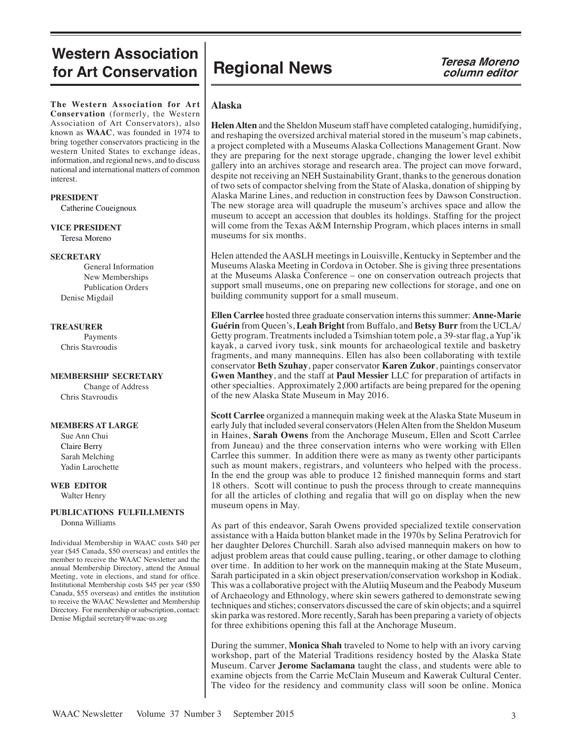# Western Association for Art Conservation

**The Western Association for Art Conservation** (formerly, the Western Association of Art Conservators), also known as **WAAC**, was founded in 1974 to bring together conservators practicing in the western United States to exchange ideas, information, and regional news, and to discuss national and international matters of common interest.

**PRESIDENT**
Catherine Coueignoux

**VICE PRESIDENT**
Teresa Moreno

**SECRETARY**
General Information
New Memberships
Publication Orders
Denise Migdail

**TREASURER**
Payments
Chris Stavroudis

**MEMBERSHIP SECRETARY**
Change of Address
Chris Stavroudis

**MEMBERS AT LARGE**
Sue Ann Chui
Claire Berry
Sarah Melching
Yadin Larochette

**WEB EDITOR**
Walter Henry

**PUBLICATIONS FULFILLMENTS**
Donna Williams

Individual Membership in WAAC costs $40 per year ($45 Canada, $50 overseas) and entitles the member to receive the WAAC Newsletter and the annual Membership Directory, attend the Annual Meeting, vote in elections, and stand for office. Institutional Membership costs $45 per year ($50 Canada, $55 overseas) and entitles the institution to receive the WAAC Newsletter and Membership Directory. For membership or subscription, contact: Denise Migdail secretary@waac-us.org

# Regional News

*Teresa Moreno column editor*

## Alaska

**Helen Alten** and the Sheldon Museum staff have completed cataloging, humidifying, and reshaping the oversized archival material stored in the museum's map cabinets, a project completed with a Museums Alaska Collections Management Grant. Now they are preparing for the next storage upgrade, changing the lower level exhibit gallery into an archives storage and research area. The project can move forward, despite not receiving an NEH Sustainability Grant, thanks to the generous donation of two sets of compactor shelving from the State of Alaska, donation of shipping by Alaska Marine Lines, and reduction in construction fees by Dawson Construction. The new storage area will quadruple the museum's archives space and allow the museum to accept an accession that doubles its holdings. Staffing for the project will come from the Texas A&M Internship Program, which places interns in small museums for six months.

Helen attended the AASLH meetings in Louisville, Kentucky in September and the Museums Alaska Meeting in Cordova in October. She is giving three presentations at the Museums Alaska Conference – one on conservation outreach projects that support small museums, one on preparing new collections for storage, and one on building community support for a small museum.

**Ellen Carrlee** hosted three graduate conservation interns this summer: **Anne-Marie Guérin** from Queen's, **Leah Bright** from Buffalo, and **Betsy Burr** from the UCLA/Getty program. Treatments included a Tsimshian totem pole, a 39-star flag, a Yup'ik kayak, a carved ivory tusk, sink mounts for archaeological textile and basketry fragments, and many mannequins. Ellen has also been collaborating with textile conservator **Beth Szuhay**, paper conservator **Karen Zukor**, paintings conservator **Gwen Manthey**, and the staff at **Paul Messier** LLC for preparation of artifacts in other specialties. Approximately 2,000 artifacts are being prepared for the opening of the new Alaska State Museum in May 2016.

**Scott Carrlee** organized a mannequin making week at the Alaska State Museum in early July that included several conservators (Helen Alten from the Sheldon Museum in Haines, **Sarah Owens** from the Anchorage Museum, Ellen and Scott Carrlee from Juneau) and the three conservation interns who were working with Ellen Carrlee this summer. In addition there were as many as twenty other participants such as mount makers, registrars, and volunteers who helped with the process. In the end the group was able to produce 12 finished mannequin forms and start 18 others. Scott will continue to push the process through to create mannequins for all the articles of clothing and regalia that will go on display when the new museum opens in May.

As part of this endeavor, Sarah Owens provided specialized textile conservation assistance with a Haida button blanket made in the 1970s by Selina Peratrovich for her daughter Delores Churchill. Sarah also advised mannequin makers on how to adjust problem areas that could cause pulling, tearing, or other damage to clothing over time. In addition to her work on the mannequin making at the State Museum, Sarah participated in a skin object preservation/conservation workshop in Kodiak. This was a collaborative project with the Alutiiq Museum and the Peabody Museum of Archaeology and Ethnology, where skin sewers gathered to demonstrate sewing techniques and stiches; conservators discussed the care of skin objects; and a squirrel skin parka was restored. More recently, Sarah has been preparing a variety of objects for three exhibitions opening this fall at the Anchorage Museum.

During the summer, **Monica Shah** traveled to Nome to help with an ivory carving workshop, part of the Material Traditions residency hosted by the Alaska State Museum. Carver **Jerome Saclamana** taught the class, and students were able to examine objects from the Carrie McClain Museum and Kawerak Cultural Center. The video for the residency and community class will soon be online. Monica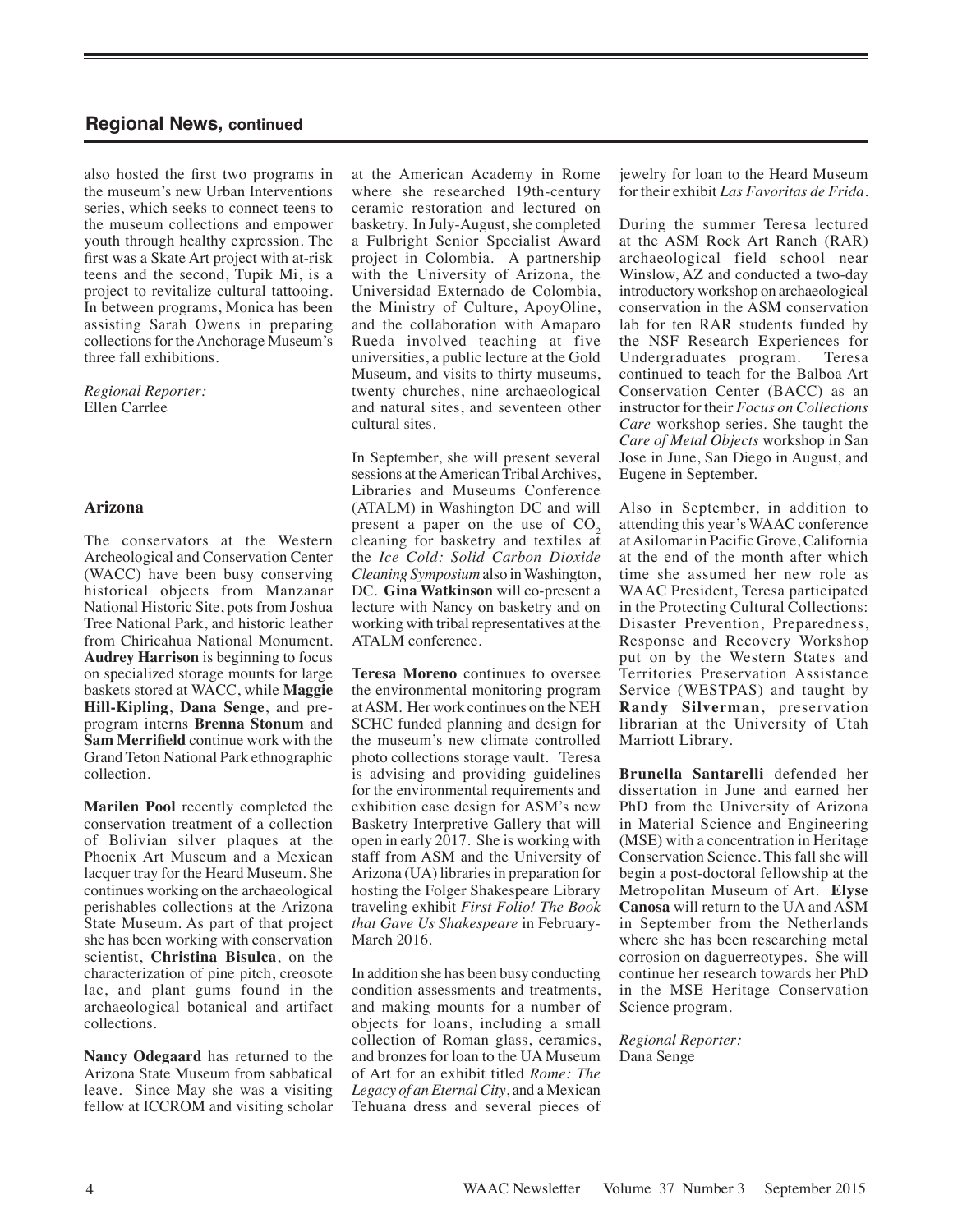## Regional News, continued

also hosted the first two programs in the museum's new Urban Interventions series, which seeks to connect teens to the museum collections and empower youth through healthy expression. The first was a Skate Art project with at-risk teens and the second, Tupik Mi, is a project to revitalize cultural tattooing. In between programs, Monica has been assisting Sarah Owens in preparing collections for the Anchorage Museum's three fall exhibitions.

*Regional Reporter:*
Ellen Carrlee

### Arizona

The conservators at the Western Archeological and Conservation Center (WACC) have been busy conserving historical objects from Manzanar National Historic Site, pots from Joshua Tree National Park, and historic leather from Chiricahua National Monument. **Audrey Harrison** is beginning to focus on specialized storage mounts for large baskets stored at WACC, while **Maggie Hill-Kipling**, **Dana Senge**, and pre-program interns **Brenna Stonum** and **Sam Merrifield** continue work with the Grand Teton National Park ethnographic collection.

**Marilen Pool** recently completed the conservation treatment of a collection of Bolivian silver plaques at the Phoenix Art Museum and a Mexican lacquer tray for the Heard Museum. She continues working on the archaeological perishables collections at the Arizona State Museum. As part of that project she has been working with conservation scientist, **Christina Bisulca**, on the characterization of pine pitch, creosote lac, and plant gums found in the archaeological botanical and artifact collections.

**Nancy Odegaard** has returned to the Arizona State Museum from sabbatical leave. Since May she was a visiting fellow at ICCROM and visiting scholar at the American Academy in Rome where she researched 19th-century ceramic restoration and lectured on basketry. In July-August, she completed a Fulbright Senior Specialist Award project in Colombia. A partnership with the University of Arizona, the Universidad Externado de Colombia, the Ministry of Culture, ApoyOline, and the collaboration with Amaparo Rueda involved teaching at five universities, a public lecture at the Gold Museum, and visits to thirty museums, twenty churches, nine archaeological and natural sites, and seventeen other cultural sites.

In September, she will present several sessions at the American Tribal Archives, Libraries and Museums Conference (ATALM) in Washington DC and will present a paper on the use of $CO_2$ cleaning for basketry and textiles at the *Ice Cold: Solid Carbon Dioxide Cleaning Symposium* also in Washington, DC. **Gina Watkinson** will co-present a lecture with Nancy on basketry and on working with tribal representatives at the ATALM conference.

**Teresa Moreno** continues to oversee the environmental monitoring program at ASM. Her work continues on the NEH SCHC funded planning and design for the museum's new climate controlled photo collections storage vault. Teresa is advising and providing guidelines for the environmental requirements and exhibition case design for ASM's new Basketry Interpretive Gallery that will open in early 2017. She is working with staff from ASM and the University of Arizona (UA) libraries in preparation for hosting the Folger Shakespeare Library traveling exhibit *First Folio! The Book that Gave Us Shakespeare* in February-March 2016.

In addition she has been busy conducting condition assessments and treatments, and making mounts for a number of objects for loans, including a small collection of Roman glass, ceramics, and bronzes for loan to the UA Museum of Art for an exhibit titled *Rome: The Legacy of an Eternal City*, and a Mexican Tehuana dress and several pieces of jewelry for loan to the Heard Museum for their exhibit *Las Favoritas de Frida*.

During the summer Teresa lectured at the ASM Rock Art Ranch (RAR) archaeological field school near Winslow, AZ and conducted a two-day introductory workshop on archaeological conservation in the ASM conservation lab for ten RAR students funded by the NSF Research Experiences for Undergraduates program. Teresa continued to teach for the Balboa Art Conservation Center (BACC) as an instructor for their *Focus on Collections Care* workshop series. She taught the *Care of Metal Objects* workshop in San Jose in June, San Diego in August, and Eugene in September.

Also in September, in addition to attending this year's WAAC conference at Asilomar in Pacific Grove, California at the end of the month after which time she assumed her new role as WAAC President, Teresa participated in the Protecting Cultural Collections: Disaster Prevention, Preparedness, Response and Recovery Workshop put on by the Western States and Territories Preservation Assistance Service (WESTPAS) and taught by **Randy Silverman**, preservation librarian at the University of Utah Marriott Library.

**Brunella Santarelli** defended her dissertation in June and earned her PhD from the University of Arizona in Material Science and Engineering (MSE) with a concentration in Heritage Conservation Science. This fall she will begin a post-doctoral fellowship at the Metropolitan Museum of Art. **Elyse Canosa** will return to the UA and ASM in September from the Netherlands where she has been researching metal corrosion on daguerreotypes. She will continue her research towards her PhD in the MSE Heritage Conservation Science program.

*Regional Reporter:*
Dana Senge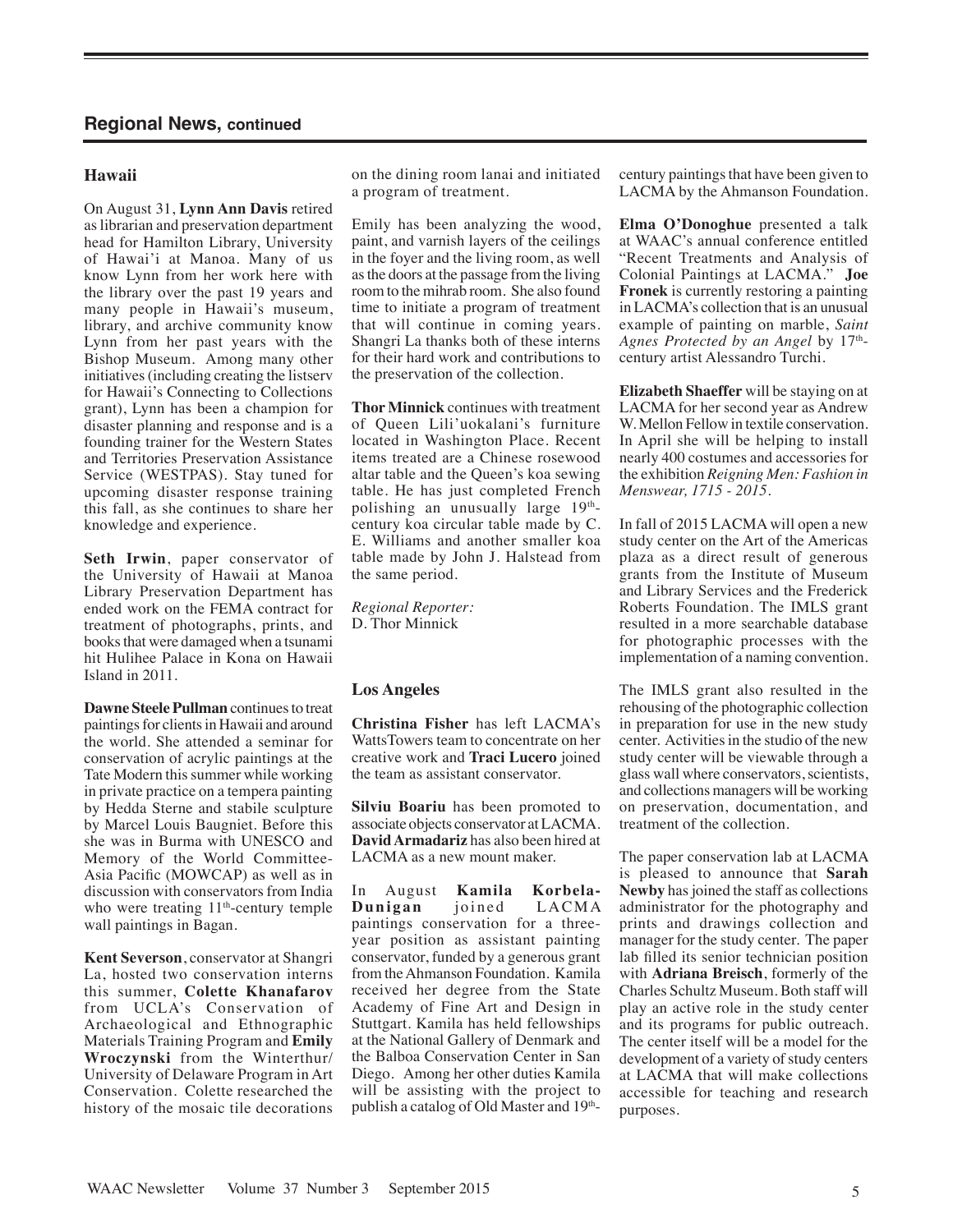## Regional News, continued

### Hawaii

On August 31, **Lynn Ann Davis** retired as librarian and preservation department head for Hamilton Library, University of Hawai'i at Manoa. Many of us know Lynn from her work here with the library over the past 19 years and many people in Hawaii's museum, library, and archive community know Lynn from her past years with the Bishop Museum. Among many other initiatives (including creating the listserv for Hawaii's Connecting to Collections grant), Lynn has been a champion for disaster planning and response and is a founding trainer for the Western States and Territories Preservation Assistance Service (WESTPAS). Stay tuned for upcoming disaster response training this fall, as she continues to share her knowledge and experience.

**Seth Irwin**, paper conservator of the University of Hawaii at Manoa Library Preservation Department has ended work on the FEMA contract for treatment of photographs, prints, and books that were damaged when a tsunami hit Hulihee Palace in Kona on Hawaii Island in 2011.

**Dawne Steele Pullman** continues to treat paintings for clients in Hawaii and around the world. She attended a seminar for conservation of acrylic paintings at the Tate Modern this summer while working in private practice on a tempera painting by Hedda Sterne and stabile sculpture by Marcel Louis Baugniet. Before this she was in Burma with UNESCO and Memory of the World Committee-Asia Pacific (MOWCAP) as well as in discussion with conservators from India who were treating 11th-century temple wall paintings in Bagan.

**Kent Severson**, conservator at Shangri La, hosted two conservation interns this summer, **Colette Khanafarov** from UCLA's Conservation of Archaeological and Ethnographic Materials Training Program and **Emily Wroczynski** from the Winterthur/University of Delaware Program in Art Conservation. Colette researched the history of the mosaic tile decorations on the dining room lanai and initiated a program of treatment.

Emily has been analyzing the wood, paint, and varnish layers of the ceilings in the foyer and the living room, as well as the doors at the passage from the living room to the mihrab room. She also found time to initiate a program of treatment that will continue in coming years. Shangri La thanks both of these interns for their hard work and contributions to the preservation of the collection.

**Thor Minnick** continues with treatment of Queen Lili'uokalani's furniture located in Washington Place. Recent items treated are a Chinese rosewood altar table and the Queen's koa sewing table. He has just completed French polishing an unusually large 19th-century koa circular table made by C. E. Williams and another smaller koa table made by John J. Halstead from the same period.

*Regional Reporter:*
D. Thor Minnick

### Los Angeles

**Christina Fisher** has left LACMA's WattsTowers team to concentrate on her creative work and **Traci Lucero** joined the team as assistant conservator.

**Silviu Boariu** has been promoted to associate objects conservator at LACMA. **David Armadariz** has also been hired at LACMA as a new mount maker.

In August **Kamila Korbela-Dunigan** joined LACMA paintings conservation for a three-year position as assistant painting conservator, funded by a generous grant from the Ahmanson Foundation. Kamila received her degree from the State Academy of Fine Art and Design in Stuttgart. Kamila has held fellowships at the National Gallery of Denmark and the Balboa Conservation Center in San Diego. Among her other duties Kamila will be assisting with the project to publish a catalog of Old Master and 19th-century paintings that have been given to LACMA by the Ahmanson Foundation.

**Elma O'Donoghue** presented a talk at WAAC's annual conference entitled "Recent Treatments and Analysis of Colonial Paintings at LACMA." **Joe Fronek** is currently restoring a painting in LACMA's collection that is an unusual example of painting on marble, *Saint Agnes Protected by an Angel* by 17th-century artist Alessandro Turchi.

**Elizabeth Shaeffer** will be staying on at LACMA for her second year as Andrew W. Mellon Fellow in textile conservation. In April she will be helping to install nearly 400 costumes and accessories for the exhibition *Reigning Men: Fashion in Menswear, 1715 - 2015*.

In fall of 2015 LACMA will open a new study center on the Art of the Americas plaza as a direct result of generous grants from the Institute of Museum and Library Services and the Frederick Roberts Foundation. The IMLS grant resulted in a more searchable database for photographic processes with the implementation of a naming convention.

The IMLS grant also resulted in the rehousing of the photographic collection in preparation for use in the new study center. Activities in the studio of the new study center will be viewable through a glass wall where conservators, scientists, and collections managers will be working on preservation, documentation, and treatment of the collection.

The paper conservation lab at LACMA is pleased to announce that **Sarah Newby** has joined the staff as collections administrator for the photography and prints and drawings collection and manager for the study center. The paper lab filled its senior technician position with **Adriana Breisch**, formerly of the Charles Schultz Museum. Both staff will play an active role in the study center and its programs for public outreach. The center itself will be a model for the development of a variety of study centers at LACMA that will make collections accessible for teaching and research purposes.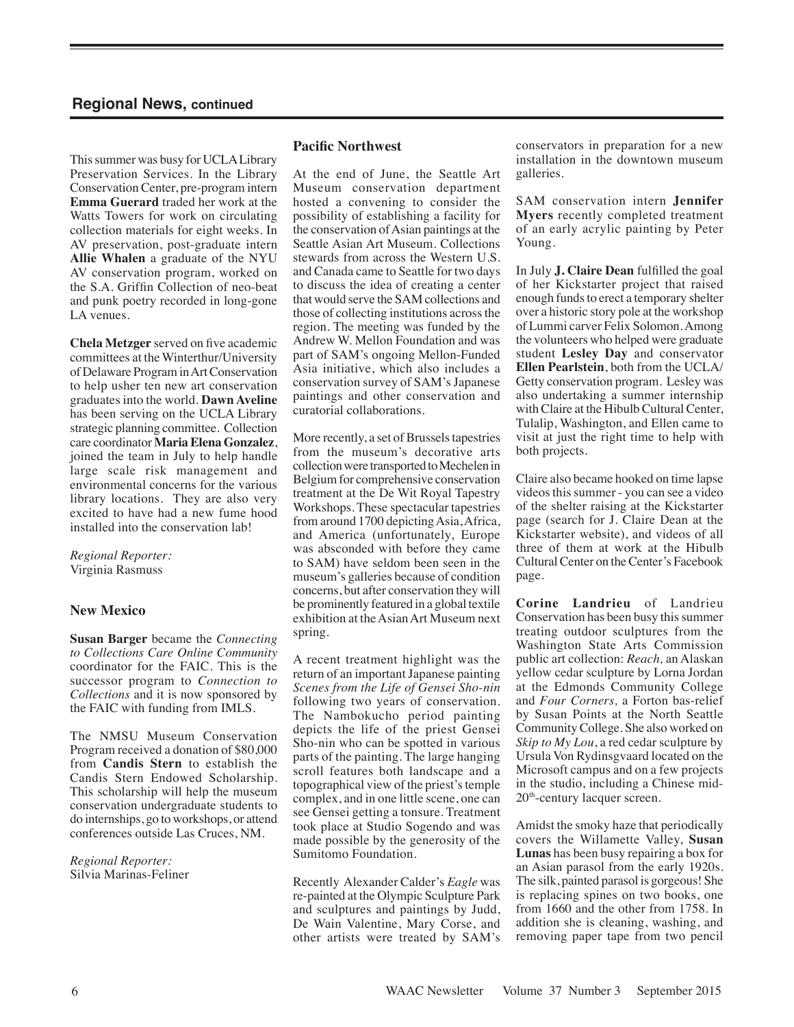## Regional News, continued

This summer was busy for UCLA Library Preservation Services. In the Library Conservation Center, pre-program intern **Emma Guerard** traded her work at the Watts Towers for work on circulating collection materials for eight weeks. In AV preservation, post-graduate intern **Allie Whalen** a graduate of the NYU AV conservation program, worked on the S.A. Griffin Collection of neo-beat and punk poetry recorded in long-gone LA venues.

**Chela Metzger** served on five academic committees at the Winterthur/University of Delaware Program in Art Conservation to help usher ten new art conservation graduates into the world. **Dawn Aveline** has been serving on the UCLA Library strategic planning committee. Collection care coordinator **Maria Elena Gonzalez**, joined the team in July to help handle large scale risk management and environmental concerns for the various library locations. They are also very excited to have had a new fume hood installed into the conservation lab!

*Regional Reporter:*
Virginia Rasmuss

### New Mexico

**Susan Barger** became the *Connecting to Collections Care Online Community* coordinator for the FAIC. This is the successor program to *Connection to Collections* and it is now sponsored by the FAIC with funding from IMLS.

The NMSU Museum Conservation Program received a donation of $80,000 from **Candis Stern** to establish the Candis Stern Endowed Scholarship. This scholarship will help the museum conservation undergraduate students to do internships, go to workshops, or attend conferences outside Las Cruces, NM.

*Regional Reporter:*
Silvia Marinas-Feliner

### Pacific Northwest

At the end of June, the Seattle Art Museum conservation department hosted a convening to consider the possibility of establishing a facility for the conservation of Asian paintings at the Seattle Asian Art Museum. Collections stewards from across the Western U.S. and Canada came to Seattle for two days to discuss the idea of creating a center that would serve the SAM collections and those of collecting institutions across the region. The meeting was funded by the Andrew W. Mellon Foundation and was part of SAM's ongoing Mellon-Funded Asia initiative, which also includes a conservation survey of SAM's Japanese paintings and other conservation and curatorial collaborations.

More recently, a set of Brussels tapestries from the museum's decorative arts collection were transported to Mechelen in Belgium for comprehensive conservation treatment at the De Wit Royal Tapestry Workshops. These spectacular tapestries from around 1700 depicting Asia, Africa, and America (unfortunately, Europe was absconded with before they came to SAM) have seldom been seen in the museum's galleries because of condition concerns, but after conservation they will be prominently featured in a global textile exhibition at the Asian Art Museum next spring.

A recent treatment highlight was the return of an important Japanese painting *Scenes from the Life of Gensei Sho-nin* following two years of conservation. The Nambokucho period painting depicts the life of the priest Gensei Sho-nin who can be spotted in various parts of the painting. The large hanging scroll features both landscape and a topographical view of the priest's temple complex, and in one little scene, one can see Gensei getting a tonsure. Treatment took place at Studio Sogendo and was made possible by the generosity of the Sumitomo Foundation.

Recently Alexander Calder's *Eagle* was re-painted at the Olympic Sculpture Park and sculptures and paintings by Judd, De Wain Valentine, Mary Corse, and other artists were treated by SAM's conservators in preparation for a new installation in the downtown museum galleries.

SAM conservation intern **Jennifer Myers** recently completed treatment of an early acrylic painting by Peter Young.

In July **J. Claire Dean** fulfilled the goal of her Kickstarter project that raised enough funds to erect a temporary shelter over a historic story pole at the workshop of Lummi carver Felix Solomon. Among the volunteers who helped were graduate student **Lesley Day** and conservator **Ellen Pearlstein**, both from the UCLA/Getty conservation program. Lesley was also undertaking a summer internship with Claire at the Hibulb Cultural Center, Tulalip, Washington, and Ellen came to visit at just the right time to help with both projects.

Claire also became hooked on time lapse videos this summer - you can see a video of the shelter raising at the Kickstarter page (search for J. Claire Dean at the Kickstarter website), and videos of all three of them at work at the Hibulb Cultural Center on the Center's Facebook page.

**Corine Landrieu** of Landrieu Conservation has been busy this summer treating outdoor sculptures from the Washington State Arts Commission public art collection: *Reach,* an Alaskan yellow cedar sculpture by Lorna Jordan at the Edmonds Community College and *Four Corners,* a Forton bas-relief by Susan Points at the North Seattle Community College. She also worked on *Skip to My Lou*, a red cedar sculpture by Ursula Von Rydinsgvaard located on the Microsoft campus and on a few projects in the studio, including a Chinese mid-20th-century lacquer screen.

Amidst the smoky haze that periodically covers the Willamette Valley, **Susan Lunas** has been busy repairing a box for an Asian parasol from the early 1920s. The silk, painted parasol is gorgeous! She is replacing spines on two books, one from 1660 and the other from 1758. In addition she is cleaning, washing, and removing paper tape from two pencil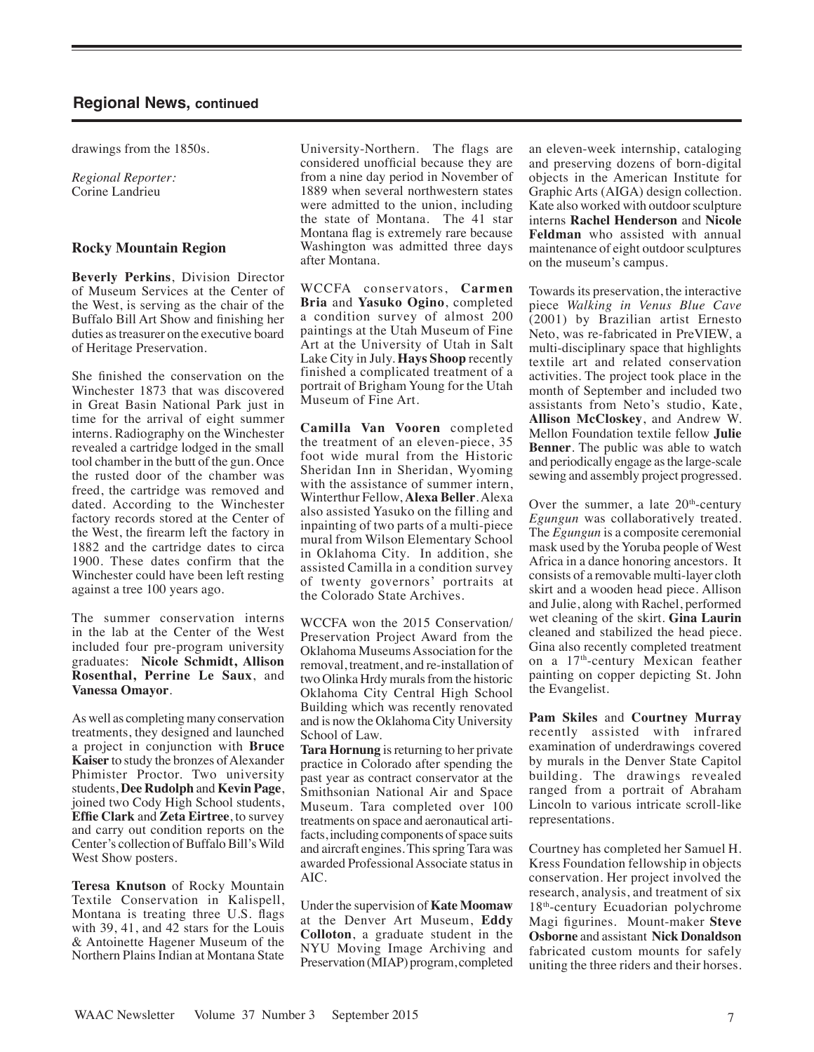## Regional News, continued

drawings from the 1850s.

*Regional Reporter:*
Corine Landrieu

### Rocky Mountain Region

**Beverly Perkins**, Division Director of Museum Services at the Center of the West, is serving as the chair of the Buffalo Bill Art Show and finishing her duties as treasurer on the executive board of Heritage Preservation.

She finished the conservation on the Winchester 1873 that was discovered in Great Basin National Park just in time for the arrival of eight summer interns. Radiography on the Winchester revealed a cartridge lodged in the small tool chamber in the butt of the gun. Once the rusted door of the chamber was freed, the cartridge was removed and dated. According to the Winchester factory records stored at the Center of the West, the firearm left the factory in 1882 and the cartridge dates to circa 1900. These dates confirm that the Winchester could have been left resting against a tree 100 years ago.

The summer conservation interns in the lab at the Center of the West included four pre-program university graduates: **Nicole Schmidt, Allison Rosenthal, Perrine Le Saux**, and **Vanessa Omayor**.

As well as completing many conservation treatments, they designed and launched a project in conjunction with **Bruce Kaiser** to study the bronzes of Alexander Phimister Proctor. Two university students, **Dee Rudolph** and **Kevin Page**, joined two Cody High School students, **Effie Clark** and **Zeta Eirtree**, to survey and carry out condition reports on the Center's collection of Buffalo Bill's Wild West Show posters.

**Teresa Knutson** of Rocky Mountain Textile Conservation in Kalispell, Montana is treating three U.S. flags with 39, 41, and 42 stars for the Louis & Antoinette Hagener Museum of the Northern Plains Indian at Montana State University-Northern. The flags are considered unofficial because they are from a nine day period in November of 1889 when several northwestern states were admitted to the union, including the state of Montana. The 41 star Montana flag is extremely rare because Washington was admitted three days after Montana.

WCCFA conservators, **Carmen Bria** and **Yasuko Ogino**, completed a condition survey of almost 200 paintings at the Utah Museum of Fine Art at the University of Utah in Salt Lake City in July. **Hays Shoop** recently finished a complicated treatment of a portrait of Brigham Young for the Utah Museum of Fine Art.

**Camilla Van Vooren** completed the treatment of an eleven-piece, 35 foot wide mural from the Historic Sheridan Inn in Sheridan, Wyoming with the assistance of summer intern, Winterthur Fellow, **Alexa Beller**. Alexa also assisted Yasuko on the filling and inpainting of two parts of a multi-piece mural from Wilson Elementary School in Oklahoma City. In addition, she assisted Camilla in a condition survey of twenty governors' portraits at the Colorado State Archives.

WCCFA won the 2015 Conservation/Preservation Project Award from the Oklahoma Museums Association for the removal, treatment, and re-installation of two Olinka Hrdy murals from the historic Oklahoma City Central High School Building which was recently renovated and is now the Oklahoma City University School of Law.

**Tara Hornung** is returning to her private practice in Colorado after spending the past year as contract conservator at the Smithsonian National Air and Space Museum. Tara completed over 100 treatments on space and aeronautical artifacts, including components of space suits and aircraft engines. This spring Tara was awarded Professional Associate status in AIC.

Under the supervision of **Kate Moomaw** at the Denver Art Museum, **Eddy Colloton**, a graduate student in the NYU Moving Image Archiving and Preservation (MIAP) program, completed an eleven-week internship, cataloging and preserving dozens of born-digital objects in the American Institute for Graphic Arts (AIGA) design collection. Kate also worked with outdoor sculpture interns **Rachel Henderson** and **Nicole Feldman** who assisted with annual maintenance of eight outdoor sculptures on the museum's campus.

Towards its preservation, the interactive piece *Walking in Venus Blue Cave* (2001) by Brazilian artist Ernesto Neto, was re-fabricated in PreVIEW, a multi-disciplinary space that highlights textile art and related conservation activities. The project took place in the month of September and included two assistants from Neto's studio, Kate, **Allison McCloskey**, and Andrew W. Mellon Foundation textile fellow **Julie Benner**. The public was able to watch and periodically engage as the large-scale sewing and assembly project progressed.

Over the summer, a late 20th-century *Egungun* was collaboratively treated. The *Egungun* is a composite ceremonial mask used by the Yoruba people of West Africa in a dance honoring ancestors. It consists of a removable multi-layer cloth skirt and a wooden head piece. Allison and Julie, along with Rachel, performed wet cleaning of the skirt. **Gina Laurin** cleaned and stabilized the head piece. Gina also recently completed treatment on a 17th-century Mexican feather painting on copper depicting St. John the Evangelist.

**Pam Skiles** and **Courtney Murray** recently assisted with infrared examination of underdrawings covered by murals in the Denver State Capitol building. The drawings revealed ranged from a portrait of Abraham Lincoln to various intricate scroll-like representations.

Courtney has completed her Samuel H. Kress Foundation fellowship in objects conservation. Her project involved the research, analysis, and treatment of six 18th-century Ecuadorian polychrome Magi figurines. Mount-maker **Steve Osborne** and assistant **Nick Donaldson** fabricated custom mounts for safely uniting the three riders and their horses.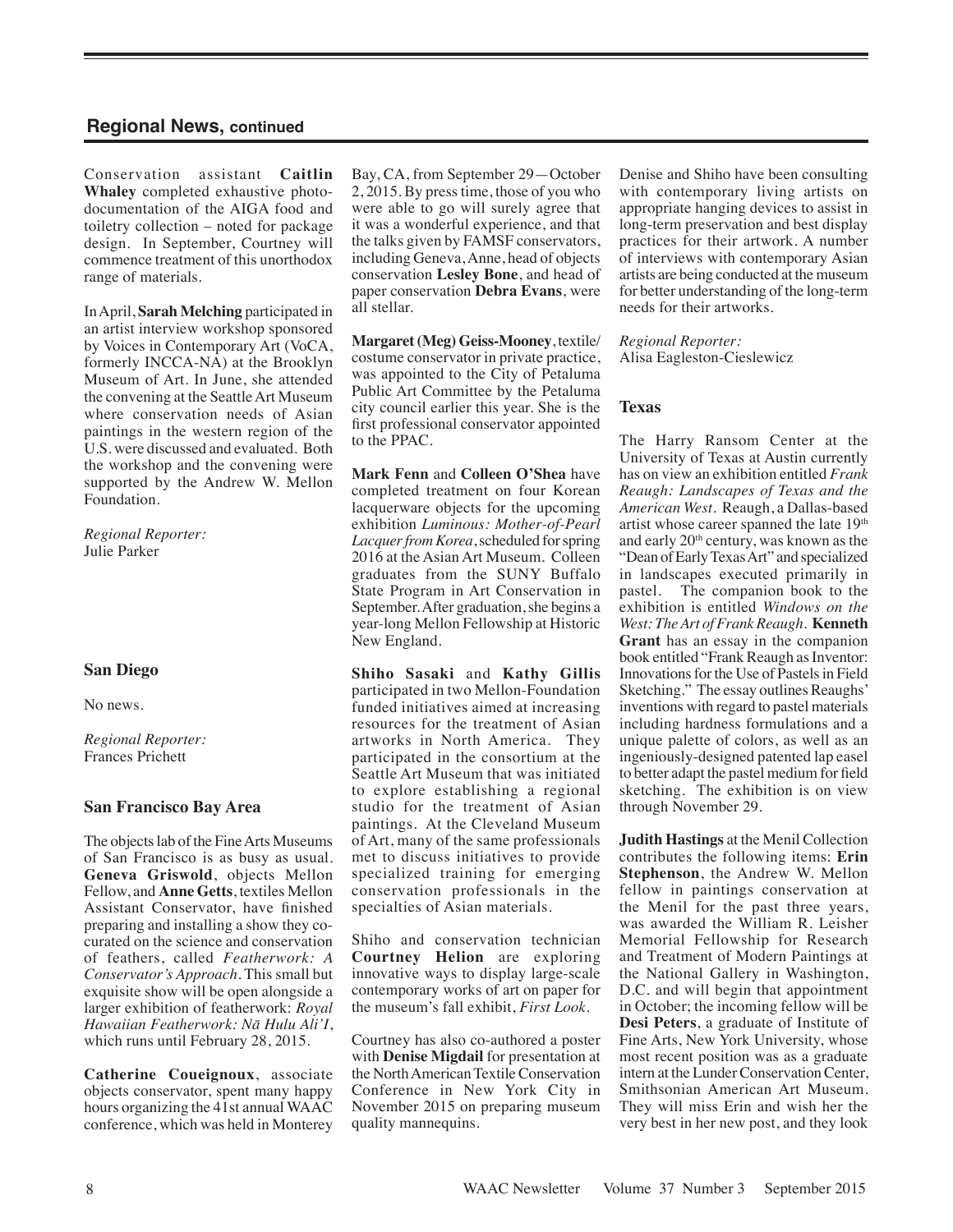## Regional News, continued

Conservation assistant **Caitlin Whaley** completed exhaustive photo-documentation of the AIGA food and toiletry collection – noted for package design. In September, Courtney will commence treatment of this unorthodox range of materials.

In April, **Sarah Melching** participated in an artist interview workshop sponsored by Voices in Contemporary Art (VoCA, formerly INCCA-NA) at the Brooklyn Museum of Art. In June, she attended the convening at the Seattle Art Museum where conservation needs of Asian paintings in the western region of the U.S. were discussed and evaluated. Both the workshop and the convening were supported by the Andrew W. Mellon Foundation.

*Regional Reporter:*
Julie Parker

### San Diego

No news.

*Regional Reporter:*
Frances Prichett

### San Francisco Bay Area

The objects lab of the Fine Arts Museums of San Francisco is as busy as usual. **Geneva Griswold**, objects Mellon Fellow, and **Anne Getts**, textiles Mellon Assistant Conservator, have finished preparing and installing a show they co-curated on the science and conservation of feathers, called *Featherwork: A Conservator's Approach*. This small but exquisite show will be open alongside a larger exhibition of featherwork: *Royal Hawaiian Featherwork: Nā Hulu Ali'I*, which runs until February 28, 2015.

**Catherine Coueignoux**, associate objects conservator, spent many happy hours organizing the 41st annual WAAC conference, which was held in Monterey Bay, CA, from September 29—October 2, 2015. By press time, those of you who were able to go will surely agree that it was a wonderful experience, and that the talks given by FAMSF conservators, including Geneva, Anne, head of objects conservation **Lesley Bone**, and head of paper conservation **Debra Evans**, were all stellar.

**Margaret (Meg) Geiss-Mooney**, textile/costume conservator in private practice, was appointed to the City of Petaluma Public Art Committee by the Petaluma city council earlier this year. She is the first professional conservator appointed to the PPAC.

**Mark Fenn** and **Colleen O'Shea** have completed treatment on four Korean lacquerware objects for the upcoming exhibition *Luminous: Mother-of-Pearl Lacquer from Korea*, scheduled for spring 2016 at the Asian Art Museum. Colleen graduates from the SUNY Buffalo State Program in Art Conservation in September. After graduation, she begins a year-long Mellon Fellowship at Historic New England.

**Shiho Sasaki** and **Kathy Gillis** participated in two Mellon-Foundation funded initiatives aimed at increasing resources for the treatment of Asian artworks in North America. They participated in the consortium at the Seattle Art Museum that was initiated to explore establishing a regional studio for the treatment of Asian paintings. At the Cleveland Museum of Art, many of the same professionals met to discuss initiatives to provide specialized training for emerging conservation professionals in the specialties of Asian materials.

Shiho and conservation technician **Courtney Helion** are exploring innovative ways to display large-scale contemporary works of art on paper for the museum's fall exhibit, *First Look*.

Courtney has also co-authored a poster with **Denise Migdail** for presentation at the North American Textile Conservation Conference in New York City in November 2015 on preparing museum quality mannequins.

Denise and Shiho have been consulting with contemporary living artists on appropriate hanging devices to assist in long-term preservation and best display practices for their artwork. A number of interviews with contemporary Asian artists are being conducted at the museum for better understanding of the long-term needs for their artworks.

*Regional Reporter:*
Alisa Eagleston-Cieslewicz

### Texas

The Harry Ransom Center at the University of Texas at Austin currently has on view an exhibition entitled *Frank Reaugh: Landscapes of Texas and the American West*. Reaugh, a Dallas-based artist whose career spanned the late 19th and early 20th century, was known as the "Dean of Early Texas Art" and specialized in landscapes executed primarily in pastel. The companion book to the exhibition is entitled *Windows on the West: The Art of Frank Reaugh*. **Kenneth Grant** has an essay in the companion book entitled "Frank Reaugh as Inventor: Innovations for the Use of Pastels in Field Sketching." The essay outlines Reaughs' inventions with regard to pastel materials including hardness formulations and a unique palette of colors, as well as an ingeniously-designed patented lap easel to better adapt the pastel medium for field sketching. The exhibition is on view through November 29.

**Judith Hastings** at the Menil Collection contributes the following items: **Erin Stephenson**, the Andrew W. Mellon fellow in paintings conservation at the Menil for the past three years, was awarded the William R. Leisher Memorial Fellowship for Research and Treatment of Modern Paintings at the National Gallery in Washington, D.C. and will begin that appointment in October; the incoming fellow will be **Desi Peters**, a graduate of Institute of Fine Arts, New York University, whose most recent position was as a graduate intern at the Lunder Conservation Center, Smithsonian American Art Museum. They will miss Erin and wish her the very best in her new post, and they look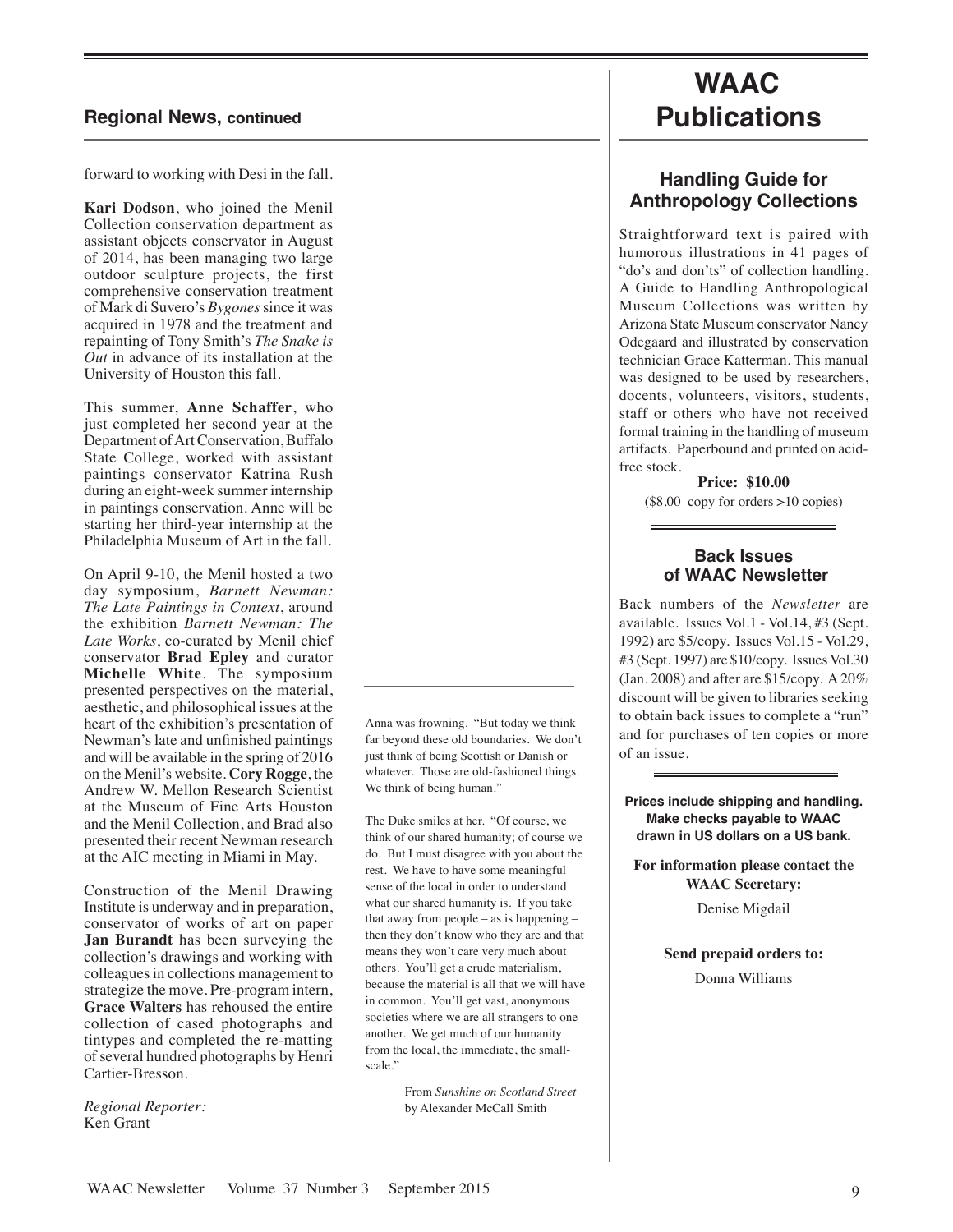## Regional News, continued

forward to working with Desi in the fall.

**Kari Dodson**, who joined the Menil Collection conservation department as assistant objects conservator in August of 2014, has been managing two large outdoor sculpture projects, the first comprehensive conservation treatment of Mark di Suvero's *Bygones* since it was acquired in 1978 and the treatment and repainting of Tony Smith's *The Snake is Out* in advance of its installation at the University of Houston this fall.

This summer, **Anne Schaffer**, who just completed her second year at the Department of Art Conservation, Buffalo State College, worked with assistant paintings conservator Katrina Rush during an eight-week summer internship in paintings conservation. Anne will be starting her third-year internship at the Philadelphia Museum of Art in the fall.

On April 9-10, the Menil hosted a two day symposium, *Barnett Newman: The Late Paintings in Context*, around the exhibition *Barnett Newman: The Late Works*, co-curated by Menil chief conservator **Brad Epley** and curator **Michelle White**. The symposium presented perspectives on the material, aesthetic, and philosophical issues at the heart of the exhibition's presentation of Newman's late and unfinished paintings and will be available in the spring of 2016 on the Menil's website. **Cory Rogge**, the Andrew W. Mellon Research Scientist at the Museum of Fine Arts Houston and the Menil Collection, and Brad also presented their recent Newman research at the AIC meeting in Miami in May.

Construction of the Menil Drawing Institute is underway and in preparation, conservator of works of art on paper **Jan Burandt** has been surveying the collection's drawings and working with colleagues in collections management to strategize the move. Pre-program intern, **Grace Walters** has rehoused the entire collection of cased photographs and tintypes and completed the re-matting of several hundred photographs by Henri Cartier-Bresson.

*Regional Reporter:*
Ken Grant

---

Anna was frowning. "But today we think far beyond these old boundaries. We don't just think of being Scottish or Danish or whatever. Those are old-fashioned things. We think of being human."

The Duke smiles at her. "Of course, we think of our shared humanity; of course we do. But I must disagree with you about the rest. We have to have some meaningful sense of the local in order to understand what our shared humanity is. If you take that away from people – as is happening – then they don't know who they are and that means they won't care very much about others. You'll get a crude materialism, because the material is all that we will have in common. You'll get vast, anonymous societies where we are all strangers to one another. We get much of our humanity from the local, the immediate, the small-scale."

From *Sunshine on Scotland Street* by Alexander McCall Smith

---

# WAAC Publications

### Handling Guide for Anthropology Collections

Straightforward text is paired with humorous illustrations in 41 pages of "do's and don'ts" of collection handling. A Guide to Handling Anthropological Museum Collections was written by Arizona State Museum conservator Nancy Odegaard and illustrated by conservation technician Grace Katterman. This manual was designed to be used by researchers, docents, volunteers, visitors, students, staff or others who have not received formal training in the handling of museum artifacts. Paperbound and printed on acid-free stock.

**Price: $10.00**

($8.00 copy for orders >10 copies)

### Back Issues of WAAC Newsletter

Back numbers of the *Newsletter* are available. Issues Vol.1 - Vol.14, #3 (Sept. 1992) are $5/copy. Issues Vol.15 - Vol.29, #3 (Sept. 1997) are $10/copy. Issues Vol.30 (Jan. 2008) and after are $15/copy. A 20% discount will be given to libraries seeking to obtain back issues to complete a "run" and for purchases of ten copies or more of an issue.

**Prices include shipping and handling. Make checks payable to WAAC drawn in US dollars on a US bank.**

**For information please contact the WAAC Secretary:**

Denise Migdail

**Send prepaid orders to:**

Donna Williams